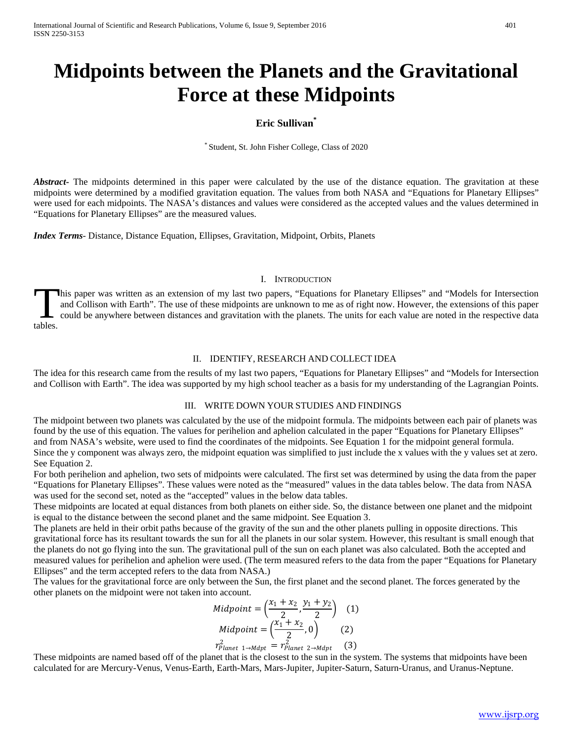# Midpoints between the Planets and the Gravitational Force at these Midpoints

**Eric Sullivan***

\* Student, St. John Fisher College, Class of 2020

***Abstract*-** The midpoints determined in this paper were calculated by the use of the distance equation. The gravitation at these midpoints were determined by a modified gravitation equation. The values from both NASA and "Equations for Planetary Ellipses" were used for each midpoints. The NASA's distances and values were considered as the accepted values and the values determined in "Equations for Planetary Ellipses" are the measured values.

***Index Terms*-** Distance, Distance Equation, Ellipses, Gravitation, Midpoint, Orbits, Planets

## I. Introduction

This paper was written as an extension of my last two papers, "Equations for Planetary Ellipses" and "Models for Intersection and Collison with Earth". The use of these midpoints are unknown to me as of right now. However, the extensions of this paper could be anywhere between distances and gravitation with the planets. The units for each value are noted in the respective data tables.

## II. Identify, Research and Collect Idea

The idea for this research came from the results of my last two papers, "Equations for Planetary Ellipses" and "Models for Intersection and Collison with Earth". The idea was supported by my high school teacher as a basis for my understanding of the Lagrangian Points.

## III. Write Down Your Studies and Findings

The midpoint between two planets was calculated by the use of the midpoint formula. The midpoints between each pair of planets was found by the use of this equation. The values for perihelion and aphelion calculated in the paper "Equations for Planetary Ellipses" and from NASA's website, were used to find the coordinates of the midpoints. See Equation 1 for the midpoint general formula. Since the y component was always zero, the midpoint equation was simplified to just include the x values with the y values set at zero. See Equation 2.

For both perihelion and aphelion, two sets of midpoints were calculated. The first set was determined by using the data from the paper "Equations for Planetary Ellipses". These values were noted as the "measured" values in the data tables below. The data from NASA was used for the second set, noted as the "accepted" values in the below data tables.

These midpoints are located at equal distances from both planets on either side. So, the distance between one planet and the midpoint is equal to the distance between the second planet and the same midpoint. See Equation 3.

The planets are held in their orbit paths because of the gravity of the sun and the other planets pulling in opposite directions. This gravitational force has its resultant towards the sun for all the planets in our solar system. However, this resultant is small enough that the planets do not go flying into the sun. The gravitational pull of the sun on each planet was also calculated. Both the accepted and measured values for perihelion and aphelion were used. (The term measured refers to the data from the paper "Equations for Planetary Ellipses" and the term accepted refers to the data from NASA.)

The values for the gravitational force are only between the Sun, the first planet and the second planet. The forces generated by the other planets on the midpoint were not taken into account.

$$Midpoint = \left(\frac{x_1 + x_2}{2}, \frac{y_1 + y_2}{2}\right) \quad (1)$$

$$Midpoint = \left(\frac{x_1 + x_2}{2}, 0\right) \quad (2)$$

$$r^2_{Planet\ 1 \rightarrow Mdpt} = r^2_{Planet\ 2 \rightarrow Mdpt} \quad (3)$$

These midpoints are named based off of the planet that is the closest to the sun in the system. The systems that midpoints have been calculated for are Mercury-Venus, Venus-Earth, Earth-Mars, Mars-Jupiter, Jupiter-Saturn, Saturn-Uranus, and Uranus-Neptune.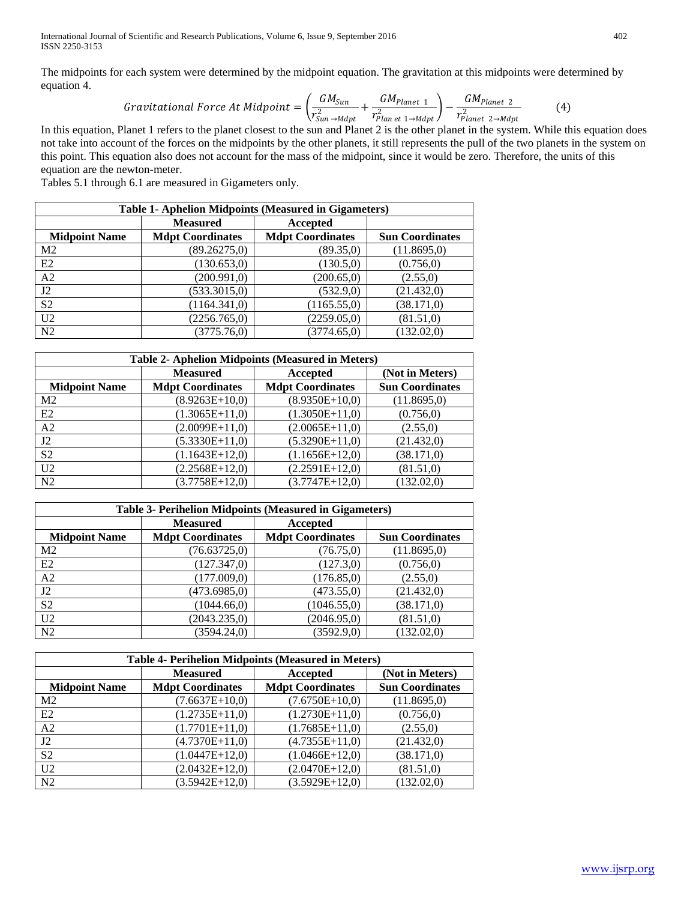The midpoints for each system were determined by the midpoint equation. The gravitation at this midpoints were determined by equation 4.

$$Gravitational\ Force\ At\ Midpoint = \left(\frac{GM_{Sun}}{r^2_{Sun\rightarrow Mdpt}} + \frac{GM_{Planet\ 1}}{r^2_{Planet\ 1\rightarrow Mdpt}}\right) - \frac{GM_{Planet\ 2}}{r^2_{Planet\ 2\rightarrow Mdpt}} \qquad (4)$$

In this equation, Planet 1 refers to the planet closest to the sun and Planet 2 is the other planet in the system. While this equation does not take into account of the forces on the midpoints by the other planets, it still represents the pull of the two planets in the system on this point. This equation also does not account for the mass of the midpoint, since it would be zero. Therefore, the units of this equation are the newton-meter.

Tables 5.1 through 6.1 are measured in Gigameters only.

| Table 1- Aphelion Midpoints (Measured in Gigameters) | | | |
|---|---|---|---|
| | Measured | Accepted | |
| **Midpoint Name** | **Mdpt Coordinates** | **Mdpt Coordinates** | **Sun Coordinates** |
| M2 | (89.26275,0) | (89.35,0) | (11.8695,0) |
| E2 | (130.653,0) | (130.5,0) | (0.756,0) |
| A2 | (200.991,0) | (200.65,0) | (2.55,0) |
| J2 | (533.3015,0) | (532.9,0) | (21.432,0) |
| S2 | (1164.341,0) | (1165.55,0) | (38.171,0) |
| U2 | (2256.765,0) | (2259.05,0) | (81.51,0) |
| N2 | (3775.76,0) | (3774.65,0) | (132.02,0) |

| Table 2- Aphelion Midpoints (Measured in Meters) | | | |
|---|---|---|---|
| | Measured | Accepted | (Not in Meters) |
| **Midpoint Name** | **Mdpt Coordinates** | **Mdpt Coordinates** | **Sun Coordinates** |
| M2 | (8.9263E+10,0) | (8.9350E+10,0) | (11.8695,0) |
| E2 | (1.3065E+11,0) | (1.3050E+11,0) | (0.756,0) |
| A2 | (2.0099E+11,0) | (2.0065E+11,0) | (2.55,0) |
| J2 | (5.3330E+11,0) | (5.3290E+11,0) | (21.432,0) |
| S2 | (1.1643E+12,0) | (1.1656E+12,0) | (38.171,0) |
| U2 | (2.2568E+12,0) | (2.2591E+12,0) | (81.51,0) |
| N2 | (3.7758E+12,0) | (3.7747E+12,0) | (132.02,0) |

| Table 3- Perihelion Midpoints (Measured in Gigameters) | | | |
|---|---|---|---|
| | Measured | Accepted | |
| **Midpoint Name** | **Mdpt Coordinates** | **Mdpt Coordinates** | **Sun Coordinates** |
| M2 | (76.63725,0) | (76.75,0) | (11.8695,0) |
| E2 | (127.347,0) | (127.3,0) | (0.756,0) |
| A2 | (177.009,0) | (176.85,0) | (2.55,0) |
| J2 | (473.6985,0) | (473.55,0) | (21.432,0) |
| S2 | (1044.66,0) | (1046.55,0) | (38.171,0) |
| U2 | (2043.235,0) | (2046.95,0) | (81.51,0) |
| N2 | (3594.24,0) | (3592.9,0) | (132.02,0) |

| Table 4- Perihelion Midpoints (Measured in Meters) | | | |
|---|---|---|---|
| | Measured | Accepted | (Not in Meters) |
| **Midpoint Name** | **Mdpt Coordinates** | **Mdpt Coordinates** | **Sun Coordinates** |
| M2 | (7.6637E+10,0) | (7.6750E+10,0) | (11.8695,0) |
| E2 | (1.2735E+11,0) | (1.2730E+11,0) | (0.756,0) |
| A2 | (1.7701E+11,0) | (1.7685E+11,0) | (2.55,0) |
| J2 | (4.7370E+11,0) | (4.7355E+11,0) | (21.432,0) |
| S2 | (1.0447E+12,0) | (1.0466E+12,0) | (38.171,0) |
| U2 | (2.0432E+12,0) | (2.0470E+12,0) | (81.51,0) |
| N2 | (3.5942E+12,0) | (3.5929E+12,0) | (132.02,0) |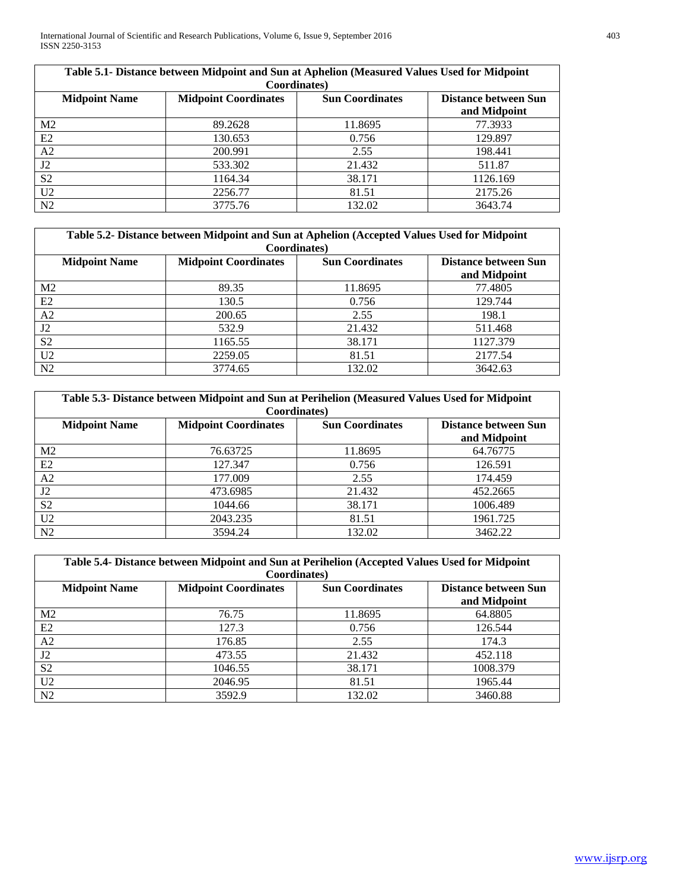| Table 5.1- Distance between Midpoint and Sun at Aphelion (Measured Values Used for Midpoint Coordinates) | | | |
|---|---|---|---|
| **Midpoint Name** | **Midpoint Coordinates** | **Sun Coordinates** | **Distance between Sun and Midpoint** |
| M2 | 89.2628 | 11.8695 | 77.3933 |
| E2 | 130.653 | 0.756 | 129.897 |
| A2 | 200.991 | 2.55 | 198.441 |
| J2 | 533.302 | 21.432 | 511.87 |
| S2 | 1164.34 | 38.171 | 1126.169 |
| U2 | 2256.77 | 81.51 | 2175.26 |
| N2 | 3775.76 | 132.02 | 3643.74 |

| Table 5.2- Distance between Midpoint and Sun at Aphelion (Accepted Values Used for Midpoint Coordinates) | | | |
|---|---|---|---|
| **Midpoint Name** | **Midpoint Coordinates** | **Sun Coordinates** | **Distance between Sun and Midpoint** |
| M2 | 89.35 | 11.8695 | 77.4805 |
| E2 | 130.5 | 0.756 | 129.744 |
| A2 | 200.65 | 2.55 | 198.1 |
| J2 | 532.9 | 21.432 | 511.468 |
| S2 | 1165.55 | 38.171 | 1127.379 |
| U2 | 2259.05 | 81.51 | 2177.54 |
| N2 | 3774.65 | 132.02 | 3642.63 |

| Table 5.3- Distance between Midpoint and Sun at Perihelion (Measured Values Used for Midpoint Coordinates) | | | |
|---|---|---|---|
| **Midpoint Name** | **Midpoint Coordinates** | **Sun Coordinates** | **Distance between Sun and Midpoint** |
| M2 | 76.63725 | 11.8695 | 64.76775 |
| E2 | 127.347 | 0.756 | 126.591 |
| A2 | 177.009 | 2.55 | 174.459 |
| J2 | 473.6985 | 21.432 | 452.2665 |
| S2 | 1044.66 | 38.171 | 1006.489 |
| U2 | 2043.235 | 81.51 | 1961.725 |
| N2 | 3594.24 | 132.02 | 3462.22 |

| Table 5.4- Distance between Midpoint and Sun at Perihelion (Accepted Values Used for Midpoint Coordinates) | | | |
|---|---|---|---|
| **Midpoint Name** | **Midpoint Coordinates** | **Sun Coordinates** | **Distance between Sun and Midpoint** |
| M2 | 76.75 | 11.8695 | 64.8805 |
| E2 | 127.3 | 0.756 | 126.544 |
| A2 | 176.85 | 2.55 | 174.3 |
| J2 | 473.55 | 21.432 | 452.118 |
| S2 | 1046.55 | 38.171 | 1008.379 |
| U2 | 2046.95 | 81.51 | 1965.44 |
| N2 | 3592.9 | 132.02 | 3460.88 |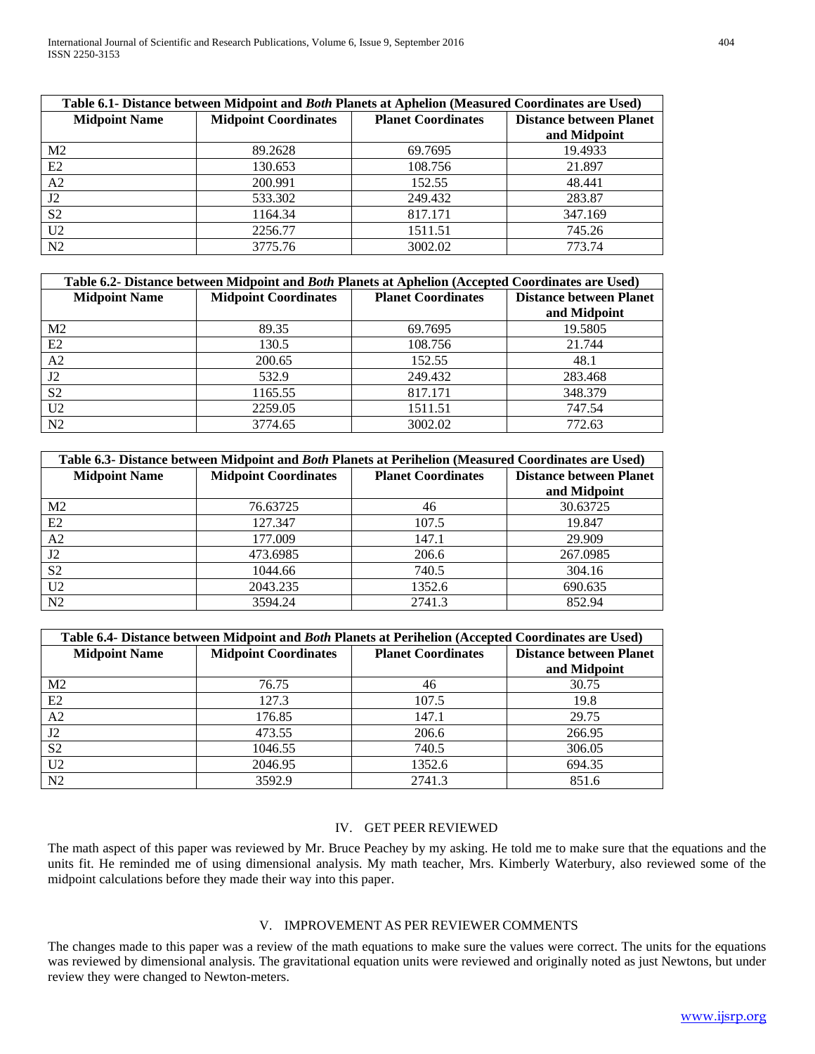| Table 6.1- Distance between Midpoint and *Both* Planets at Aphelion (Measured Coordinates are Used) | | | |
|---|---|---|---|
| **Midpoint Name** | **Midpoint Coordinates** | **Planet Coordinates** | **Distance between Planet and Midpoint** |
| M2 | 89.2628 | 69.7695 | 19.4933 |
| E2 | 130.653 | 108.756 | 21.897 |
| A2 | 200.991 | 152.55 | 48.441 |
| J2 | 533.302 | 249.432 | 283.87 |
| S2 | 1164.34 | 817.171 | 347.169 |
| U2 | 2256.77 | 1511.51 | 745.26 |
| N2 | 3775.76 | 3002.02 | 773.74 |

| Table 6.2- Distance between Midpoint and *Both* Planets at Aphelion (Accepted Coordinates are Used) | | | |
|---|---|---|---|
| **Midpoint Name** | **Midpoint Coordinates** | **Planet Coordinates** | **Distance between Planet and Midpoint** |
| M2 | 89.35 | 69.7695 | 19.5805 |
| E2 | 130.5 | 108.756 | 21.744 |
| A2 | 200.65 | 152.55 | 48.1 |
| J2 | 532.9 | 249.432 | 283.468 |
| S2 | 1165.55 | 817.171 | 348.379 |
| U2 | 2259.05 | 1511.51 | 747.54 |
| N2 | 3774.65 | 3002.02 | 772.63 |

| Table 6.3- Distance between Midpoint and *Both* Planets at Perihelion (Measured Coordinates are Used) | | | |
|---|---|---|---|
| **Midpoint Name** | **Midpoint Coordinates** | **Planet Coordinates** | **Distance between Planet and Midpoint** |
| M2 | 76.63725 | 46 | 30.63725 |
| E2 | 127.347 | 107.5 | 19.847 |
| A2 | 177.009 | 147.1 | 29.909 |
| J2 | 473.6985 | 206.6 | 267.0985 |
| S2 | 1044.66 | 740.5 | 304.16 |
| U2 | 2043.235 | 1352.6 | 690.635 |
| N2 | 3594.24 | 2741.3 | 852.94 |

| Table 6.4- Distance between Midpoint and *Both* Planets at Perihelion (Accepted Coordinates are Used) | | | |
|---|---|---|---|
| **Midpoint Name** | **Midpoint Coordinates** | **Planet Coordinates** | **Distance between Planet and Midpoint** |
| M2 | 76.75 | 46 | 30.75 |
| E2 | 127.3 | 107.5 | 19.8 |
| A2 | 176.85 | 147.1 | 29.75 |
| J2 | 473.55 | 206.6 | 266.95 |
| S2 | 1046.55 | 740.5 | 306.05 |
| U2 | 2046.95 | 1352.6 | 694.35 |
| N2 | 3592.9 | 2741.3 | 851.6 |

## IV. GET PEER REVIEWED

The math aspect of this paper was reviewed by Mr. Bruce Peachey by my asking. He told me to make sure that the equations and the units fit. He reminded me of using dimensional analysis. My math teacher, Mrs. Kimberly Waterbury, also reviewed some of the midpoint calculations before they made their way into this paper.

## V. IMPROVEMENT AS PER REVIEWER COMMENTS

The changes made to this paper was a review of the math equations to make sure the values were correct. The units for the equations was reviewed by dimensional analysis. The gravitational equation units were reviewed and originally noted as just Newtons, but under review they were changed to Newton-meters.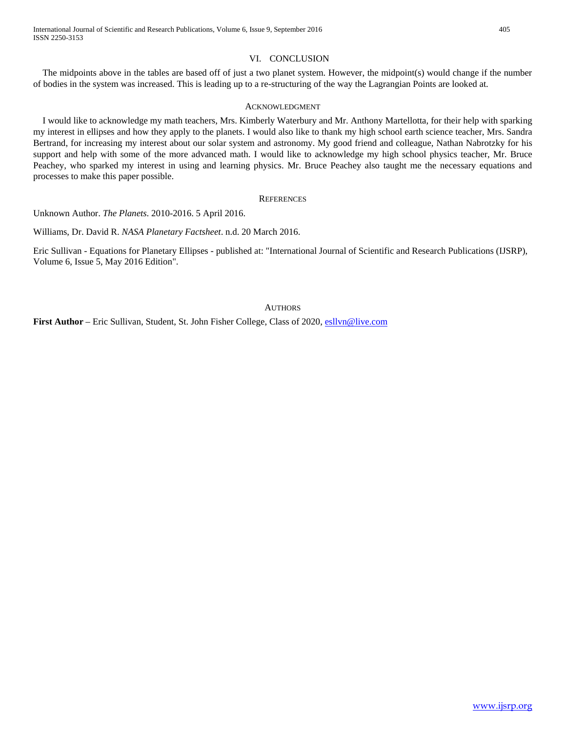## VI. CONCLUSION

The midpoints above in the tables are based off of just a two planet system. However, the midpoint(s) would change if the number of bodies in the system was increased. This is leading up to a re-structuring of the way the Lagrangian Points are looked at.

## ACKNOWLEDGMENT

I would like to acknowledge my math teachers, Mrs. Kimberly Waterbury and Mr. Anthony Martellotta, for their help with sparking my interest in ellipses and how they apply to the planets. I would also like to thank my high school earth science teacher, Mrs. Sandra Bertrand, for increasing my interest about our solar system and astronomy. My good friend and colleague, Nathan Nabrotzky for his support and help with some of the more advanced math. I would like to acknowledge my high school physics teacher, Mr. Bruce Peachey, who sparked my interest in using and learning physics. Mr. Bruce Peachey also taught me the necessary equations and processes to make this paper possible.

## REFERENCES

Unknown Author. *The Planets*. 2010-2016. 5 April 2016.

Williams, Dr. David R. *NASA Planetary Factsheet*. n.d. 20 March 2016.

Eric Sullivan - Equations for Planetary Ellipses - published at: "International Journal of Scientific and Research Publications (IJSRP), Volume 6, Issue 5, May 2016 Edition".

## AUTHORS

**First Author** – Eric Sullivan, Student, St. John Fisher College, Class of 2020, esllvn@live.com